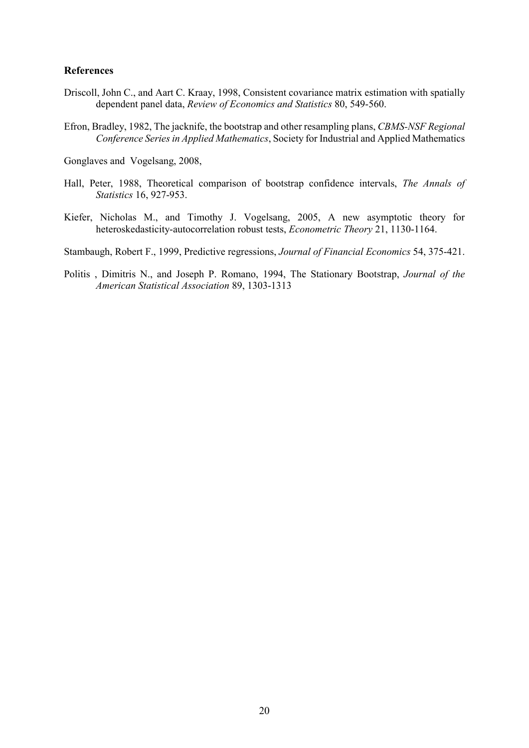**References**

Driscoll, John C., and Aart C. Kraay, 1998, Consistent covariance matrix estimation with spatially dependent panel data, *Review of Economics and Statistics* 80, 549-560.

Efron, Bradley, 1982, The jacknife, the bootstrap and other resampling plans, *CBMS-NSF Regional Conference Series in Applied Mathematics*, Society for Industrial and Applied Mathematics

Gonglaves and Vogelsang, 2008,

Hall, Peter, 1988, Theoretical comparison of bootstrap confidence intervals, *The Annals of Statistics* 16, 927-953.

Kiefer, Nicholas M., and Timothy J. Vogelsang, 2005, A new asymptotic theory for heteroskedasticity-autocorrelation robust tests, *Econometric Theory* 21, 1130-1164.

Stambaugh, Robert F., 1999, Predictive regressions, *Journal of Financial Economics* 54, 375-421.

Politis , Dimitris N., and Joseph P. Romano, 1994, The Stationary Bootstrap, *Journal of the American Statistical Association* 89, 1303-1313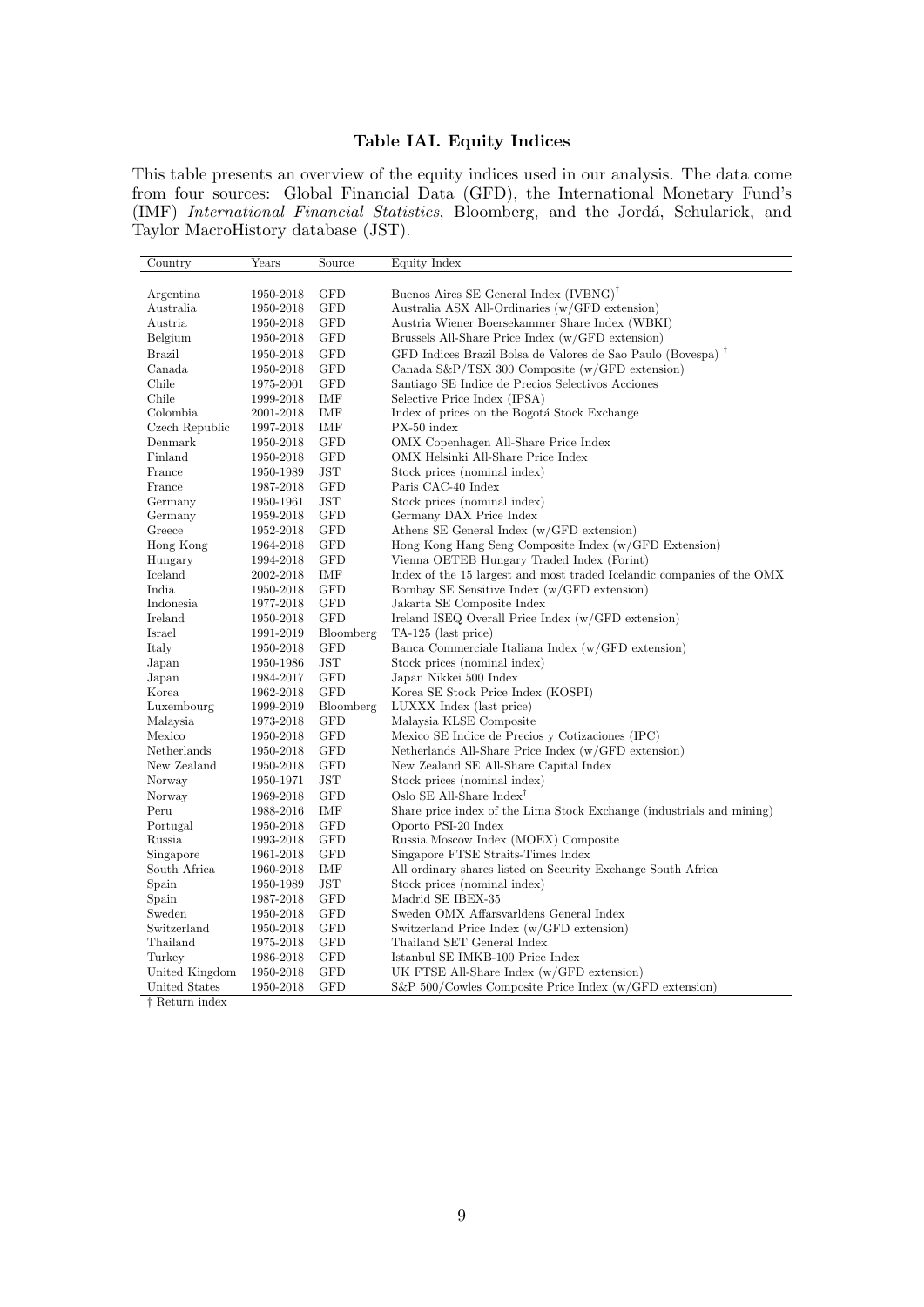### Table IAI. Equity Indices

This table presents an overview of the equity indices used in our analysis. The data come from four sources: Global Financial Data (GFD), the International Monetary Fund's (IMF) *International Financial Statistics*, Bloomberg, and the Jordá, Schularick, and Taylor MacroHistory database (JST).

| Country | Years | Source | Equity Index |
|---|---|---|---|
| Argentina | 1950-2018 | GFD | Buenos Aires SE General Index (IVBNG)† |
| Australia | 1950-2018 | GFD | Australia ASX All-Ordinaries (w/GFD extension) |
| Austria | 1950-2018 | GFD | Austria Wiener Boersekammer Share Index (WBKI) |
| Belgium | 1950-2018 | GFD | Brussels All-Share Price Index (w/GFD extension) |
| Brazil | 1950-2018 | GFD | GFD Indices Brazil Bolsa de Valores de Sao Paulo (Bovespa) † |
| Canada | 1950-2018 | GFD | Canada S&P/TSX 300 Composite (w/GFD extension) |
| Chile | 1975-2001 | GFD | Santiago SE Indice de Precios Selectivos Acciones |
| Chile | 1999-2018 | IMF | Selective Price Index (IPSA) |
| Colombia | 2001-2018 | IMF | Index of prices on the Bogotá Stock Exchange |
| Czech Republic | 1997-2018 | IMF | PX-50 index |
| Denmark | 1950-2018 | GFD | OMX Copenhagen All-Share Price Index |
| Finland | 1950-2018 | GFD | OMX Helsinki All-Share Price Index |
| France | 1950-1989 | JST | Stock prices (nominal index) |
| France | 1987-2018 | GFD | Paris CAC-40 Index |
| Germany | 1950-1961 | JST | Stock prices (nominal index) |
| Germany | 1959-2018 | GFD | Germany DAX Price Index |
| Greece | 1952-2018 | GFD | Athens SE General Index (w/GFD extension) |
| Hong Kong | 1964-2018 | GFD | Hong Kong Hang Seng Composite Index (w/GFD Extension) |
| Hungary | 1994-2018 | GFD | Vienna OETEB Hungary Traded Index (Forint) |
| Iceland | 2002-2018 | IMF | Index of the 15 largest and most traded Icelandic companies of the OMX |
| India | 1950-2018 | GFD | Bombay SE Sensitive Index (w/GFD extension) |
| Indonesia | 1977-2018 | GFD | Jakarta SE Composite Index |
| Ireland | 1950-2018 | GFD | Ireland ISEQ Overall Price Index (w/GFD extension) |
| Israel | 1991-2019 | Bloomberg | TA-125 (last price) |
| Italy | 1950-2018 | GFD | Banca Commerciale Italiana Index (w/GFD extension) |
| Japan | 1950-1986 | JST | Stock prices (nominal index) |
| Japan | 1984-2017 | GFD | Japan Nikkei 500 Index |
| Korea | 1962-2018 | GFD | Korea SE Stock Price Index (KOSPI) |
| Luxembourg | 1999-2019 | Bloomberg | LUXXX Index (last price) |
| Malaysia | 1973-2018 | GFD | Malaysia KLSE Composite |
| Mexico | 1950-2018 | GFD | Mexico SE Indice de Precios y Cotizaciones (IPC) |
| Netherlands | 1950-2018 | GFD | Netherlands All-Share Price Index (w/GFD extension) |
| New Zealand | 1950-2018 | GFD | New Zealand SE All-Share Capital Index |
| Norway | 1950-1971 | JST | Stock prices (nominal index) |
| Norway | 1969-2018 | GFD | Oslo SE All-Share Index† |
| Peru | 1988-2016 | IMF | Share price index of the Lima Stock Exchange (industrials and mining) |
| Portugal | 1950-2018 | GFD | Oporto PSI-20 Index |
| Russia | 1993-2018 | GFD | Russia Moscow Index (MOEX) Composite |
| Singapore | 1961-2018 | GFD | Singapore FTSE Straits-Times Index |
| South Africa | 1960-2018 | IMF | All ordinary shares listed on Security Exchange South Africa |
| Spain | 1950-1989 | JST | Stock prices (nominal index) |
| Spain | 1987-2018 | GFD | Madrid SE IBEX-35 |
| Sweden | 1950-2018 | GFD | Sweden OMX Affarsvarldens General Index |
| Switzerland | 1950-2018 | GFD | Switzerland Price Index (w/GFD extension) |
| Thailand | 1975-2018 | GFD | Thailand SET General Index |
| Turkey | 1986-2018 | GFD | Istanbul SE IMKB-100 Price Index |
| United Kingdom | 1950-2018 | GFD | UK FTSE All-Share Index (w/GFD extension) |
| United States | 1950-2018 | GFD | S&P 500/Cowles Composite Price Index (w/GFD extension) |

† Return index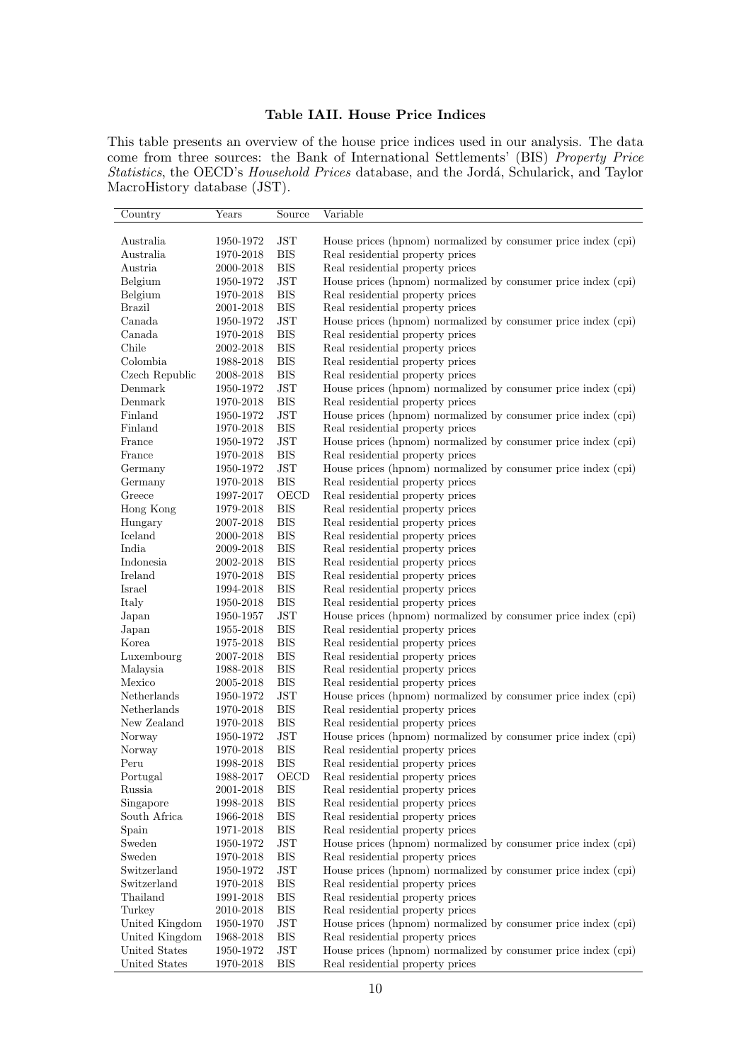### Table IAII. House Price Indices

This table presents an overview of the house price indices used in our analysis. The data come from three sources: the Bank of International Settlements' (BIS) *Property Price Statistics*, the OECD's *Household Prices* database, and the Jordá, Schularick, and Taylor MacroHistory database (JST).

| Country | Years | Source | Variable |
|---|---|---|---|
| Australia | 1950-1972 | JST | House prices (hpnom) normalized by consumer price index (cpi) |
| Australia | 1970-2018 | BIS | Real residential property prices |
| Austria | 2000-2018 | BIS | Real residential property prices |
| Belgium | 1950-1972 | JST | House prices (hpnom) normalized by consumer price index (cpi) |
| Belgium | 1970-2018 | BIS | Real residential property prices |
| Brazil | 2001-2018 | BIS | Real residential property prices |
| Canada | 1950-1972 | JST | House prices (hpnom) normalized by consumer price index (cpi) |
| Canada | 1970-2018 | BIS | Real residential property prices |
| Chile | 2002-2018 | BIS | Real residential property prices |
| Colombia | 1988-2018 | BIS | Real residential property prices |
| Czech Republic | 2008-2018 | BIS | Real residential property prices |
| Denmark | 1950-1972 | JST | House prices (hpnom) normalized by consumer price index (cpi) |
| Denmark | 1970-2018 | BIS | Real residential property prices |
| Finland | 1950-1972 | JST | House prices (hpnom) normalized by consumer price index (cpi) |
| Finland | 1970-2018 | BIS | Real residential property prices |
| France | 1950-1972 | JST | House prices (hpnom) normalized by consumer price index (cpi) |
| France | 1970-2018 | BIS | Real residential property prices |
| Germany | 1950-1972 | JST | House prices (hpnom) normalized by consumer price index (cpi) |
| Germany | 1970-2018 | BIS | Real residential property prices |
| Greece | 1997-2017 | OECD | Real residential property prices |
| Hong Kong | 1979-2018 | BIS | Real residential property prices |
| Hungary | 2007-2018 | BIS | Real residential property prices |
| Iceland | 2000-2018 | BIS | Real residential property prices |
| India | 2009-2018 | BIS | Real residential property prices |
| Indonesia | 2002-2018 | BIS | Real residential property prices |
| Ireland | 1970-2018 | BIS | Real residential property prices |
| Israel | 1994-2018 | BIS | Real residential property prices |
| Italy | 1950-2018 | BIS | Real residential property prices |
| Japan | 1950-1957 | JST | House prices (hpnom) normalized by consumer price index (cpi) |
| Japan | 1955-2018 | BIS | Real residential property prices |
| Korea | 1975-2018 | BIS | Real residential property prices |
| Luxembourg | 2007-2018 | BIS | Real residential property prices |
| Malaysia | 1988-2018 | BIS | Real residential property prices |
| Mexico | 2005-2018 | BIS | Real residential property prices |
| Netherlands | 1950-1972 | JST | House prices (hpnom) normalized by consumer price index (cpi) |
| Netherlands | 1970-2018 | BIS | Real residential property prices |
| New Zealand | 1970-2018 | BIS | Real residential property prices |
| Norway | 1950-1972 | JST | House prices (hpnom) normalized by consumer price index (cpi) |
| Norway | 1970-2018 | BIS | Real residential property prices |
| Peru | 1998-2018 | BIS | Real residential property prices |
| Portugal | 1988-2017 | OECD | Real residential property prices |
| Russia | 2001-2018 | BIS | Real residential property prices |
| Singapore | 1998-2018 | BIS | Real residential property prices |
| South Africa | 1966-2018 | BIS | Real residential property prices |
| Spain | 1971-2018 | BIS | Real residential property prices |
| Sweden | 1950-1972 | JST | House prices (hpnom) normalized by consumer price index (cpi) |
| Sweden | 1970-2018 | BIS | Real residential property prices |
| Switzerland | 1950-1972 | JST | House prices (hpnom) normalized by consumer price index (cpi) |
| Switzerland | 1970-2018 | BIS | Real residential property prices |
| Thailand | 1991-2018 | BIS | Real residential property prices |
| Turkey | 2010-2018 | BIS | Real residential property prices |
| United Kingdom | 1950-1970 | JST | House prices (hpnom) normalized by consumer price index (cpi) |
| United Kingdom | 1968-2018 | BIS | Real residential property prices |
| United States | 1950-1972 | JST | House prices (hpnom) normalized by consumer price index (cpi) |
| United States | 1970-2018 | BIS | Real residential property prices |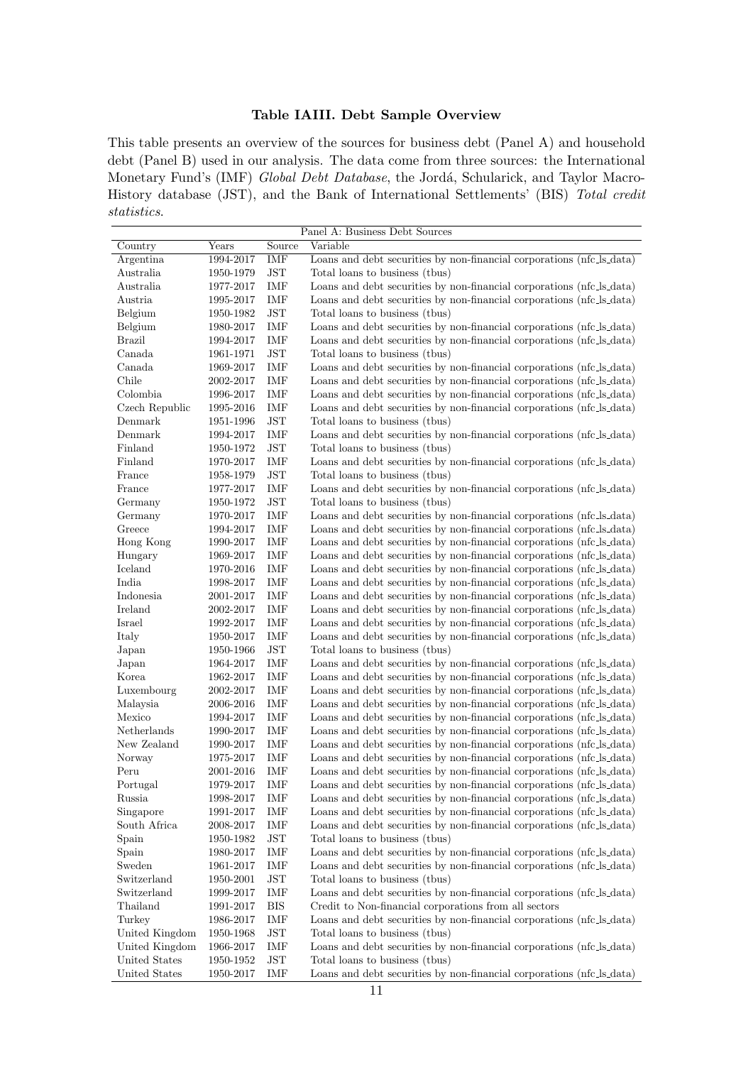### Table IAIII. Debt Sample Overview

This table presents an overview of the sources for business debt (Panel A) and household debt (Panel B) used in our analysis. The data come from three sources: the International Monetary Fund's (IMF) *Global Debt Database*, the Jordá, Schularick, and Taylor Macro-History database (JST), and the Bank of International Settlements' (BIS) *Total credit statistics*.

| Panel A: Business Debt Sources | | | |
|---|---|---|---|
| Country | Years | Source | Variable |
| Argentina | 1994-2017 | IMF | Loans and debt securities by non-financial corporations (nfc_ls_data) |
| Australia | 1950-1979 | JST | Total loans to business (tbus) |
| Australia | 1977-2017 | IMF | Loans and debt securities by non-financial corporations (nfc_ls_data) |
| Austria | 1995-2017 | IMF | Loans and debt securities by non-financial corporations (nfc_ls_data) |
| Belgium | 1950-1982 | JST | Total loans to business (tbus) |
| Belgium | 1980-2017 | IMF | Loans and debt securities by non-financial corporations (nfc_ls_data) |
| Brazil | 1994-2017 | IMF | Loans and debt securities by non-financial corporations (nfc_ls_data) |
| Canada | 1961-1971 | JST | Total loans to business (tbus) |
| Canada | 1969-2017 | IMF | Loans and debt securities by non-financial corporations (nfc_ls_data) |
| Chile | 2002-2017 | IMF | Loans and debt securities by non-financial corporations (nfc_ls_data) |
| Colombia | 1996-2017 | IMF | Loans and debt securities by non-financial corporations (nfc_ls_data) |
| Czech Republic | 1995-2016 | IMF | Loans and debt securities by non-financial corporations (nfc_ls_data) |
| Denmark | 1951-1996 | JST | Total loans to business (tbus) |
| Denmark | 1994-2017 | IMF | Loans and debt securities by non-financial corporations (nfc_ls_data) |
| Finland | 1950-1972 | JST | Total loans to business (tbus) |
| Finland | 1970-2017 | IMF | Loans and debt securities by non-financial corporations (nfc_ls_data) |
| France | 1958-1979 | JST | Total loans to business (tbus) |
| France | 1977-2017 | IMF | Loans and debt securities by non-financial corporations (nfc_ls_data) |
| Germany | 1950-1972 | JST | Total loans to business (tbus) |
| Germany | 1970-2017 | IMF | Loans and debt securities by non-financial corporations (nfc_ls_data) |
| Greece | 1994-2017 | IMF | Loans and debt securities by non-financial corporations (nfc_ls_data) |
| Hong Kong | 1990-2017 | IMF | Loans and debt securities by non-financial corporations (nfc_ls_data) |
| Hungary | 1969-2017 | IMF | Loans and debt securities by non-financial corporations (nfc_ls_data) |
| Iceland | 1970-2016 | IMF | Loans and debt securities by non-financial corporations (nfc_ls_data) |
| India | 1998-2017 | IMF | Loans and debt securities by non-financial corporations (nfc_ls_data) |
| Indonesia | 2001-2017 | IMF | Loans and debt securities by non-financial corporations (nfc_ls_data) |
| Ireland | 2002-2017 | IMF | Loans and debt securities by non-financial corporations (nfc_ls_data) |
| Israel | 1992-2017 | IMF | Loans and debt securities by non-financial corporations (nfc_ls_data) |
| Italy | 1950-2017 | IMF | Loans and debt securities by non-financial corporations (nfc_ls_data) |
| Japan | 1950-1966 | JST | Total loans to business (tbus) |
| Japan | 1964-2017 | IMF | Loans and debt securities by non-financial corporations (nfc_ls_data) |
| Korea | 1962-2017 | IMF | Loans and debt securities by non-financial corporations (nfc_ls_data) |
| Luxembourg | 2002-2017 | IMF | Loans and debt securities by non-financial corporations (nfc_ls_data) |
| Malaysia | 2006-2016 | IMF | Loans and debt securities by non-financial corporations (nfc_ls_data) |
| Mexico | 1994-2017 | IMF | Loans and debt securities by non-financial corporations (nfc_ls_data) |
| Netherlands | 1990-2017 | IMF | Loans and debt securities by non-financial corporations (nfc_ls_data) |
| New Zealand | 1990-2017 | IMF | Loans and debt securities by non-financial corporations (nfc_ls_data) |
| Norway | 1975-2017 | IMF | Loans and debt securities by non-financial corporations (nfc_ls_data) |
| Peru | 2001-2016 | IMF | Loans and debt securities by non-financial corporations (nfc_ls_data) |
| Portugal | 1979-2017 | IMF | Loans and debt securities by non-financial corporations (nfc_ls_data) |
| Russia | 1998-2017 | IMF | Loans and debt securities by non-financial corporations (nfc_ls_data) |
| Singapore | 1991-2017 | IMF | Loans and debt securities by non-financial corporations (nfc_ls_data) |
| South Africa | 2008-2017 | IMF | Loans and debt securities by non-financial corporations (nfc_ls_data) |
| Spain | 1950-1982 | JST | Total loans to business (tbus) |
| Spain | 1980-2017 | IMF | Loans and debt securities by non-financial corporations (nfc_ls_data) |
| Sweden | 1961-2017 | IMF | Loans and debt securities by non-financial corporations (nfc_ls_data) |
| Switzerland | 1950-2001 | JST | Total loans to business (tbus) |
| Switzerland | 1999-2017 | IMF | Loans and debt securities by non-financial corporations (nfc_ls_data) |
| Thailand | 1991-2017 | BIS | Credit to Non-financial corporations from all sectors |
| Turkey | 1986-2017 | IMF | Loans and debt securities by non-financial corporations (nfc_ls_data) |
| United Kingdom | 1950-1968 | JST | Total loans to business (tbus) |
| United Kingdom | 1966-2017 | IMF | Loans and debt securities by non-financial corporations (nfc_ls_data) |
| United States | 1950-1952 | JST | Total loans to business (tbus) |
| United States | 1950-2017 | IMF | Loans and debt securities by non-financial corporations (nfc_ls_data) |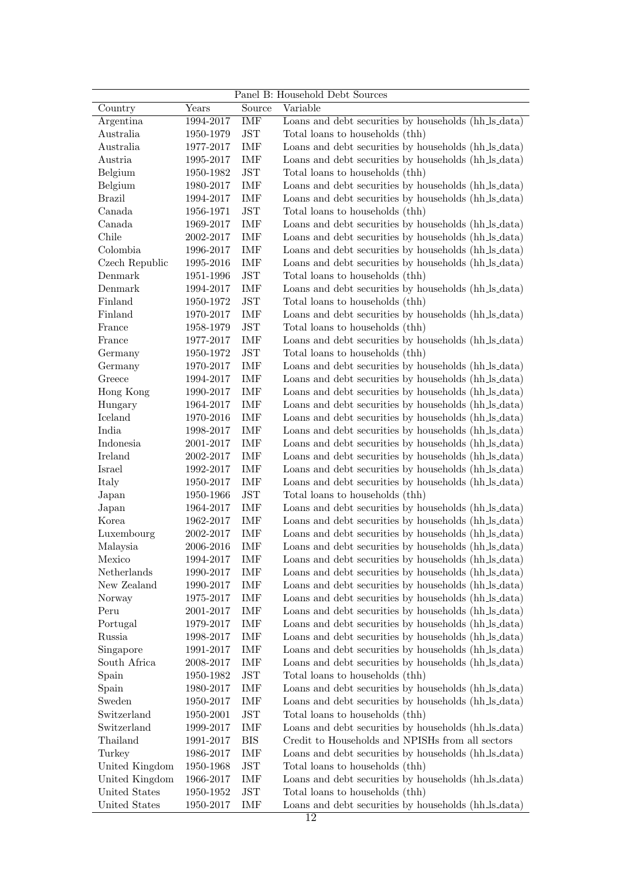| Panel B: Household Debt Sources | | | |
|---|---|---|---|
| Country | Years | Source | Variable |
| Argentina | 1994-2017 | IMF | Loans and debt securities by households (hh_ls_data) |
| Australia | 1950-1979 | JST | Total loans to households (thh) |
| Australia | 1977-2017 | IMF | Loans and debt securities by households (hh_ls_data) |
| Austria | 1995-2017 | IMF | Loans and debt securities by households (hh_ls_data) |
| Belgium | 1950-1982 | JST | Total loans to households (thh) |
| Belgium | 1980-2017 | IMF | Loans and debt securities by households (hh_ls_data) |
| Brazil | 1994-2017 | IMF | Loans and debt securities by households (hh_ls_data) |
| Canada | 1956-1971 | JST | Total loans to households (thh) |
| Canada | 1969-2017 | IMF | Loans and debt securities by households (hh_ls_data) |
| Chile | 2002-2017 | IMF | Loans and debt securities by households (hh_ls_data) |
| Colombia | 1996-2017 | IMF | Loans and debt securities by households (hh_ls_data) |
| Czech Republic | 1995-2016 | IMF | Loans and debt securities by households (hh_ls_data) |
| Denmark | 1951-1996 | JST | Total loans to households (thh) |
| Denmark | 1994-2017 | IMF | Loans and debt securities by households (hh_ls_data) |
| Finland | 1950-1972 | JST | Total loans to households (thh) |
| Finland | 1970-2017 | IMF | Loans and debt securities by households (hh_ls_data) |
| France | 1958-1979 | JST | Total loans to households (thh) |
| France | 1977-2017 | IMF | Loans and debt securities by households (hh_ls_data) |
| Germany | 1950-1972 | JST | Total loans to households (thh) |
| Germany | 1970-2017 | IMF | Loans and debt securities by households (hh_ls_data) |
| Greece | 1994-2017 | IMF | Loans and debt securities by households (hh_ls_data) |
| Hong Kong | 1990-2017 | IMF | Loans and debt securities by households (hh_ls_data) |
| Hungary | 1964-2017 | IMF | Loans and debt securities by households (hh_ls_data) |
| Iceland | 1970-2016 | IMF | Loans and debt securities by households (hh_ls_data) |
| India | 1998-2017 | IMF | Loans and debt securities by households (hh_ls_data) |
| Indonesia | 2001-2017 | IMF | Loans and debt securities by households (hh_ls_data) |
| Ireland | 2002-2017 | IMF | Loans and debt securities by households (hh_ls_data) |
| Israel | 1992-2017 | IMF | Loans and debt securities by households (hh_ls_data) |
| Italy | 1950-2017 | IMF | Loans and debt securities by households (hh_ls_data) |
| Japan | 1950-1966 | JST | Total loans to households (thh) |
| Japan | 1964-2017 | IMF | Loans and debt securities by households (hh_ls_data) |
| Korea | 1962-2017 | IMF | Loans and debt securities by households (hh_ls_data) |
| Luxembourg | 2002-2017 | IMF | Loans and debt securities by households (hh_ls_data) |
| Malaysia | 2006-2016 | IMF | Loans and debt securities by households (hh_ls_data) |
| Mexico | 1994-2017 | IMF | Loans and debt securities by households (hh_ls_data) |
| Netherlands | 1990-2017 | IMF | Loans and debt securities by households (hh_ls_data) |
| New Zealand | 1990-2017 | IMF | Loans and debt securities by households (hh_ls_data) |
| Norway | 1975-2017 | IMF | Loans and debt securities by households (hh_ls_data) |
| Peru | 2001-2017 | IMF | Loans and debt securities by households (hh_ls_data) |
| Portugal | 1979-2017 | IMF | Loans and debt securities by households (hh_ls_data) |
| Russia | 1998-2017 | IMF | Loans and debt securities by households (hh_ls_data) |
| Singapore | 1991-2017 | IMF | Loans and debt securities by households (hh_ls_data) |
| South Africa | 2008-2017 | IMF | Loans and debt securities by households (hh_ls_data) |
| Spain | 1950-1982 | JST | Total loans to households (thh) |
| Spain | 1980-2017 | IMF | Loans and debt securities by households (hh_ls_data) |
| Sweden | 1950-2017 | IMF | Loans and debt securities by households (hh_ls_data) |
| Switzerland | 1950-2001 | JST | Total loans to households (thh) |
| Switzerland | 1999-2017 | IMF | Loans and debt securities by households (hh_ls_data) |
| Thailand | 1991-2017 | BIS | Credit to Households and NPISHs from all sectors |
| Turkey | 1986-2017 | IMF | Loans and debt securities by households (hh_ls_data) |
| United Kingdom | 1950-1968 | JST | Total loans to households (thh) |
| United Kingdom | 1966-2017 | IMF | Loans and debt securities by households (hh_ls_data) |
| United States | 1950-1952 | JST | Total loans to households (thh) |
| United States | 1950-2017 | IMF | Loans and debt securities by households (hh_ls_data) |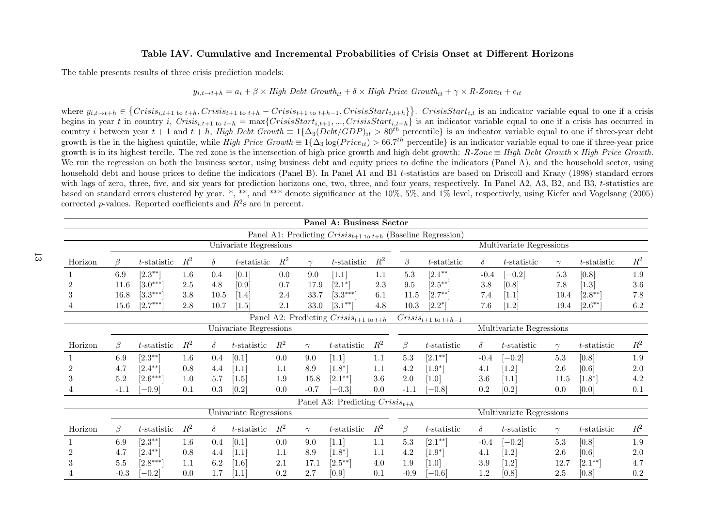## Table IAV. Cumulative and Incremental Probabilities of Crisis Onset at Different Horizons

The table presents results of three crisis prediction models:

$$y_{i,t\to t+h} = a_i + \beta \times \textit{High Debt Growth}_{it} + \delta \times \textit{High Price Growth}_{it} + \gamma \times \textit{R-Zone}_{it} + \epsilon_{it}$$

where $y_{i,t\to t+h} \in \{Crisis_{i,t+1 \text{ to } t+h}, Crisis_{t+1 \text{ to } t+h} - Crisis_{t+1 \text{ to } t+h-1}, CrisisStart_{i,t+h}\}$. $CrisisStart_{i,t}$ is an indicator variable equal to one if a crisis begins in year $t$ in country $i$, $Crisis_{i,t+1 \text{ to } t+h} = \max\{CrisisStart_{i,t+1}, ..., CrisisStart_{i,t+h}\}$ is an indicator variable equal to one if a crisis has occurred in country $i$ between year $t+1$ and $t+h$, *High Debt Growth* $\equiv 1\{\Delta_3(Debt/GDP)_{it} > 80^{th}$ percentile$\}$ is an indicator variable equal to one if three-year debt growth is the in the highest quintile, while *High Price Growth* $\equiv 1\{\Delta_3 \log(Price_{it}) > 66.7^{th}$ percentile$\}$ is an indicator variable equal to one if three-year price growth is in its highest tercile. The red zone is the intersection of high price growth and high debt growth: *R-Zone* $\equiv$ *High Debt Growth* $\times$ *High Price Growth*. We run the regression on both the business sector, using business debt and equity prices to define the indicators (Panel A), and the household sector, using household debt and house prices to define the indicators (Panel B). In Panel A1 and B1 $t$-statistics are based on Driscoll and Kraay (1998) standard errors with lags of zero, three, five, and six years for prediction horizons one, two, three, and four years, respectively. In Panel A2, A3, B2, and B3, $t$-statistics are based on standard errors clustered by year. *, **, and *** denote significance at the 10%, 5%, and 1% level, respectively, using Kiefer and Vogelsang (2005) corrected $p$-values. Reported coefficients and $R^2$s are in percent.

**Panel A: Business Sector**

| Panel A1: Predicting $Crisis_{t+1 \text{ to } t+h}$ (Baseline Regression) | | | | | | | | | | | | | | | | | |
|---|---|---|---|---|---|---|---|---|---|---|---|---|---|---|---|---|---|
| | Univariate Regressions | | | | | | | | | Multivariate Regressions | | | | | | | |
| Horizon | $\beta$ | $t$-statistic | $R^2$ | $\delta$ | $t$-statistic | $R^2$ | $\gamma$ | $t$-statistic | $R^2$ | $\beta$ | $t$-statistic | $\delta$ | $t$-statistic | $\gamma$ | $t$-statistic | $R^2$ |
| 1 | 6.9 | [2.3**] | 1.6 | 0.4 | [0.1] | 0.0 | 9.0 | [1.1] | 1.1 | 5.3 | [2.1**] | -0.4 | [−0.2] | 5.3 | [0.8] | 1.9 |
| 2 | 11.6 | [3.0***] | 2.5 | 4.8 | [0.9] | 0.7 | 17.9 | [2.1*] | 2.3 | 9.5 | [2.5**] | 3.8 | [0.8] | 7.8 | [1.3] | 3.6 |
| 3 | 16.8 | [3.3***] | 3.8 | 10.5 | [1.4] | 2.4 | 33.7 | [3.3***] | 6.1 | 11.5 | [2.7**] | 7.4 | [1.1] | 19.4 | [2.8**] | 7.8 |
| 4 | 15.6 | [2.7***] | 2.8 | 10.7 | [1.5] | 2.1 | 33.0 | [3.1**] | 4.8 | 10.3 | [2.2*] | 7.6 | [1.2] | 19.4 | [2.6**] | 6.2 |

| Panel A2: Predicting $Crisis_{t+1 \text{ to } t+h} - Crisis_{t+1 \text{ to } t+h-1}$ | | | | | | | | | | | | | | | | |
|---|---|---|---|---|---|---|---|---|---|---|---|---|---|---|---|---|
| | Univariate Regressions | | | | | | | | | Multivariate Regressions | | | | | | |
| Horizon | $\beta$ | $t$-statistic | $R^2$ | $\delta$ | $t$-statistic | $R^2$ | $\gamma$ | $t$-statistic | $R^2$ | $\beta$ | $t$-statistic | $\delta$ | $t$-statistic | $\gamma$ | $t$-statistic | $R^2$ |
| 1 | 6.9 | [2.3**] | 1.6 | 0.4 | [0.1] | 0.0 | 9.0 | [1.1] | 1.1 | 5.3 | [2.1**] | -0.4 | [−0.2] | 5.3 | [0.8] | 1.9 |
| 2 | 4.7 | [2.4**] | 0.8 | 4.4 | [1.1] | 1.1 | 8.9 | [1.8*] | 1.1 | 4.2 | [1.9*] | 4.1 | [1.2] | 2.6 | [0.6] | 2.0 |
| 3 | 5.2 | [2.6***] | 1.0 | 5.7 | [1.5] | 1.9 | 15.8 | [2.1**] | 3.6 | 2.0 | [1.0] | 3.6 | [1.1] | 11.5 | [1.8*] | 4.2 |
| 4 | -1.1 | [−0.9] | 0.1 | 0.3 | [0.2] | 0.0 | -0.7 | [−0.3] | 0.0 | -1.1 | [−0.8] | 0.2 | [0.2] | 0.0 | [0.0] | 0.1 |

| Panel A3: Predicting $Crisis_{t+h}$ | | | | | | | | | | | | | | | | |
|---|---|---|---|---|---|---|---|---|---|---|---|---|---|---|---|---|
| | Univariate Regressions | | | | | | | | | Multivariate Regressions | | | | | | |
| Horizon | $\beta$ | $t$-statistic | $R^2$ | $\delta$ | $t$-statistic | $R^2$ | $\gamma$ | $t$-statistic | $R^2$ | $\beta$ | $t$-statistic | $\delta$ | $t$-statistic | $\gamma$ | $t$-statistic | $R^2$ |
| 1 | 6.9 | [2.3**] | 1.6 | 0.4 | [0.1] | 0.0 | 9.0 | [1.1] | 1.1 | 5.3 | [2.1**] | -0.4 | [−0.2] | 5.3 | [0.8] | 1.9 |
| 2 | 4.7 | [2.4**] | 0.8 | 4.4 | [1.1] | 1.1 | 8.9 | [1.8*] | 1.1 | 4.2 | [1.9*] | 4.1 | [1.2] | 2.6 | [0.6] | 2.0 |
| 3 | 5.5 | [2.8***] | 1.1 | 6.2 | [1.6] | 2.1 | 17.1 | [2.5**] | 4.0 | 1.9 | [1.0] | 3.9 | [1.2] | 12.7 | [2.1**] | 4.7 |
| 4 | -0.3 | [−0.2] | 0.0 | 1.7 | [1.1] | 0.2 | 2.7 | [0.9] | 0.1 | -0.9 | [−0.6] | 1.2 | [0.8] | 2.5 | [0.8] | 0.2 |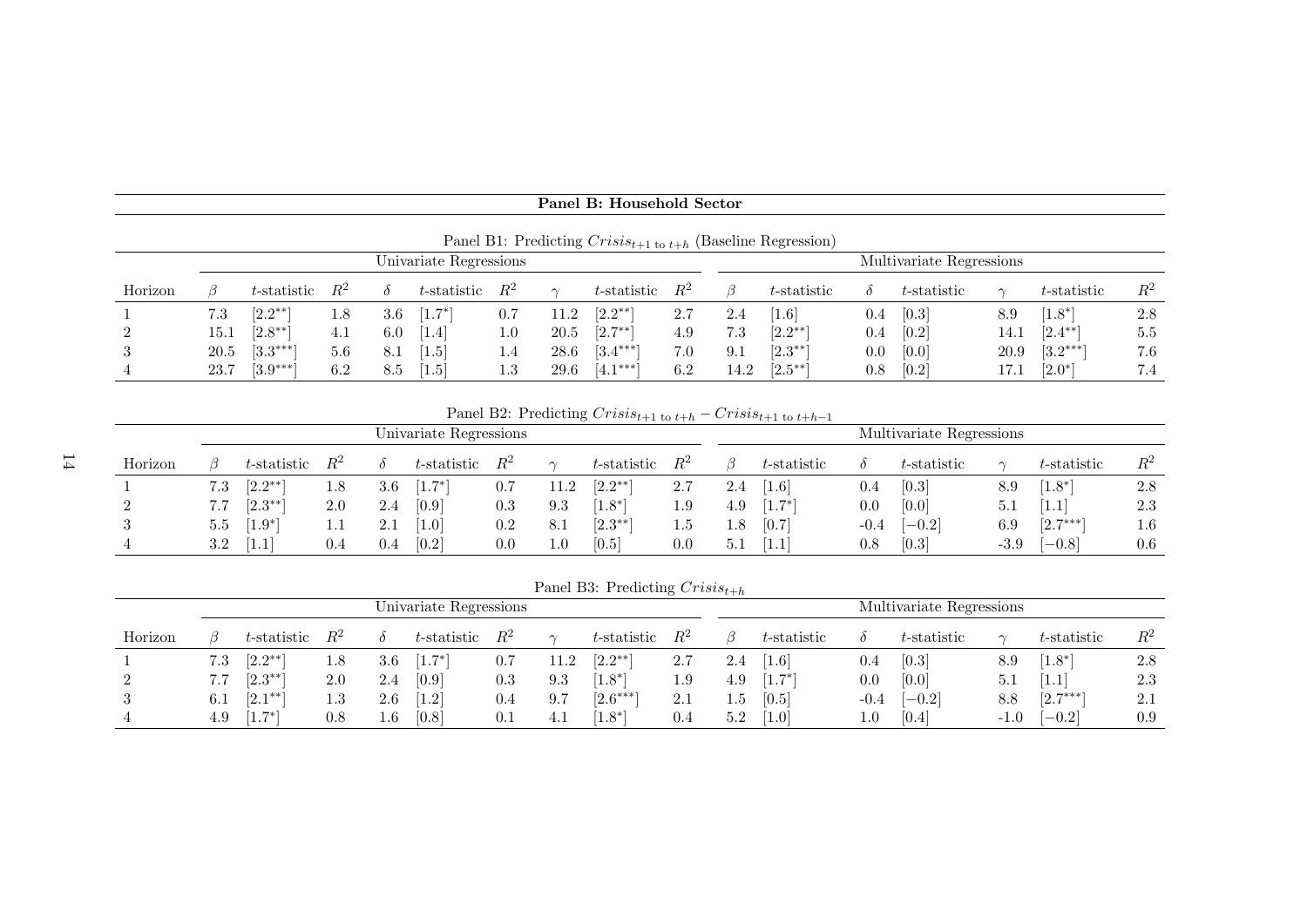**Panel B: Household Sector**

Panel B1: Predicting $Crisis_{t+1 \text{ to } t+h}$ (Baseline Regression)

| | Univariate Regressions | | | | | | | | | Multivariate Regressions | | | | | | |
|---|---|---|---|---|---|---|---|---|---|---|---|---|---|---|---|---|
| Horizon | $\beta$ | $t$-statistic | $R^2$ | $\delta$ | $t$-statistic | $R^2$ | $\gamma$ | $t$-statistic | $R^2$ | $\beta$ | $t$-statistic | $\delta$ | $t$-statistic | $\gamma$ | $t$-statistic | $R^2$ |
| 1 | 7.3 | [2.2**] | 1.8 | 3.6 | [1.7*] | 0.7 | 11.2 | [2.2**] | 2.7 | 2.4 | [1.6] | 0.4 | [0.3] | 8.9 | [1.8*] | 2.8 |
| 2 | 15.1 | [2.8**] | 4.1 | 6.0 | [1.4] | 1.0 | 20.5 | [2.7**] | 4.9 | 7.3 | [2.2**] | 0.4 | [0.2] | 14.1 | [2.4**] | 5.5 |
| 3 | 20.5 | [3.3***] | 5.6 | 8.1 | [1.5] | 1.4 | 28.6 | [3.4***] | 7.0 | 9.1 | [2.3**] | 0.0 | [0.0] | 20.9 | [3.2***] | 7.6 |
| 4 | 23.7 | [3.9***] | 6.2 | 8.5 | [1.5] | 1.3 | 29.6 | [4.1***] | 6.2 | 14.2 | [2.5**] | 0.8 | [0.2] | 17.1 | [2.0*] | 7.4 |

Panel B2: Predicting $Crisis_{t+1 \text{ to } t+h} - Crisis_{t+1 \text{ to } t+h-1}$

| | Univariate Regressions | | | | | | | | | Multivariate Regressions | | | | | | |
|---|---|---|---|---|---|---|---|---|---|---|---|---|---|---|---|---|
| Horizon | $\beta$ | $t$-statistic | $R^2$ | $\delta$ | $t$-statistic | $R^2$ | $\gamma$ | $t$-statistic | $R^2$ | $\beta$ | $t$-statistic | $\delta$ | $t$-statistic | $\gamma$ | $t$-statistic | $R^2$ |
| 1 | 7.3 | [2.2**] | 1.8 | 3.6 | [1.7*] | 0.7 | 11.2 | [2.2**] | 2.7 | 2.4 | [1.6] | 0.4 | [0.3] | 8.9 | [1.8*] | 2.8 |
| 2 | 7.7 | [2.3**] | 2.0 | 2.4 | [0.9] | 0.3 | 9.3 | [1.8*] | 1.9 | 4.9 | [1.7*] | 0.0 | [0.0] | 5.1 | [1.1] | 2.3 |
| 3 | 5.5 | [1.9*] | 1.1 | 2.1 | [1.0] | 0.2 | 8.1 | [2.3**] | 1.5 | 1.8 | [0.7] | -0.4 | [−0.2] | 6.9 | [2.7***] | 1.6 |
| 4 | 3.2 | [1.1] | 0.4 | 0.4 | [0.2] | 0.0 | 1.0 | [0.5] | 0.0 | 5.1 | [1.1] | 0.8 | [0.3] | -3.9 | [−0.8] | 0.6 |

Panel B3: Predicting $Crisis_{t+h}$

| | Univariate Regressions | | | | | | | | | Multivariate Regressions | | | | | | |
|---|---|---|---|---|---|---|---|---|---|---|---|---|---|---|---|---|
| Horizon | $\beta$ | $t$-statistic | $R^2$ | $\delta$ | $t$-statistic | $R^2$ | $\gamma$ | $t$-statistic | $R^2$ | $\beta$ | $t$-statistic | $\delta$ | $t$-statistic | $\gamma$ | $t$-statistic | $R^2$ |
| 1 | 7.3 | [2.2**] | 1.8 | 3.6 | [1.7*] | 0.7 | 11.2 | [2.2**] | 2.7 | 2.4 | [1.6] | 0.4 | [0.3] | 8.9 | [1.8*] | 2.8 |
| 2 | 7.7 | [2.3**] | 2.0 | 2.4 | [0.9] | 0.3 | 9.3 | [1.8*] | 1.9 | 4.9 | [1.7*] | 0.0 | [0.0] | 5.1 | [1.1] | 2.3 |
| 3 | 6.1 | [2.1**] | 1.3 | 2.6 | [1.2] | 0.4 | 9.7 | [2.6***] | 2.1 | 1.5 | [0.5] | -0.4 | [−0.2] | 8.8 | [2.7***] | 2.1 |
| 4 | 4.9 | [1.7*] | 0.8 | 1.6 | [0.8] | 0.1 | 4.1 | [1.8*] | 0.4 | 5.2 | [1.0] | 1.0 | [0.4] | -1.0 | [−0.2] | 0.9 |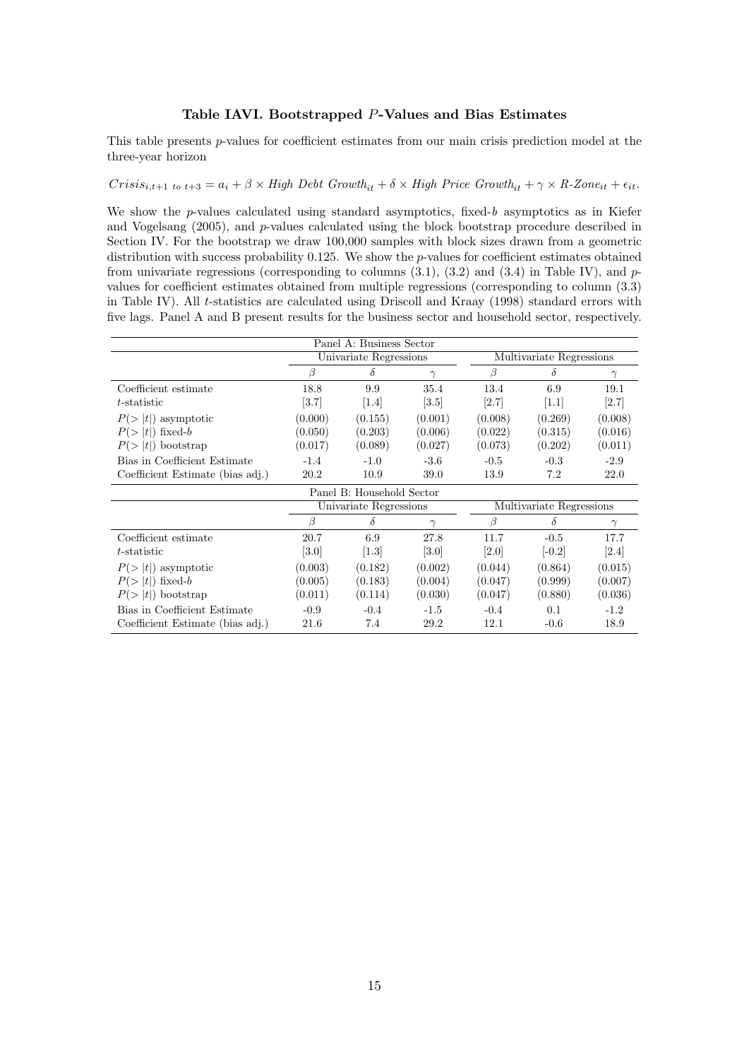### Table IAVI. Bootstrapped $P$-Values and Bias Estimates

This table presents $p$-values for coefficient estimates from our main crisis prediction model at the three-year horizon

$$Crisis_{i,t+1\ to\ t+3} = a_i + \beta \times High\ Debt\ Growth_{it} + \delta \times High\ Price\ Growth_{it} + \gamma \times R\text{-}Zone_{it} + \epsilon_{it}.$$

We show the $p$-values calculated using standard asymptotics, fixed-$b$ asymptotics as in Kiefer and Vogelsang (2005), and $p$-values calculated using the block bootstrap procedure described in Section IV. For the bootstrap we draw 100,000 samples with block sizes drawn from a geometric distribution with success probability 0.125. We show the $p$-values for coefficient estimates obtained from univariate regressions (corresponding to columns (3.1), (3.2) and (3.4) in Table IV), and $p$-values for coefficient estimates obtained from multiple regressions (corresponding to column (3.3) in Table IV). All $t$-statistics are calculated using Driscoll and Kraay (1998) standard errors with five lags. Panel A and B present results for the business sector and household sector, respectively.

| Panel A: Business Sector | | | | | | |
|---|---|---|---|---|---|---|
| | Univariate Regressions | | | Multivariate Regressions | | |
| | $\beta$ | $\delta$ | $\gamma$ | $\beta$ | $\delta$ | $\gamma$ |
| Coefficient estimate | 18.8 | 9.9 | 35.4 | 13.4 | 6.9 | 19.1 |
| $t$-statistic | [3.7] | [1.4] | [3.5] | [2.7] | [1.1] | [2.7] |
| $P(>\|t\|)$ asymptotic | (0.000) | (0.155) | (0.001) | (0.008) | (0.269) | (0.008) |
| $P(>\|t\|)$ fixed-$b$ | (0.050) | (0.203) | (0.006) | (0.022) | (0.315) | (0.016) |
| $P(>\|t\|)$ bootstrap | (0.017) | (0.089) | (0.027) | (0.073) | (0.202) | (0.011) |
| Bias in Coefficient Estimate | -1.4 | -1.0 | -3.6 | -0.5 | -0.3 | -2.9 |
| Coefficient Estimate (bias adj.) | 20.2 | 10.9 | 39.0 | 13.9 | 7.2 | 22.0 |
| **Panel B: Household Sector** | | | | | | |
| | Univariate Regressions | | | Multivariate Regressions | | |
| | $\beta$ | $\delta$ | $\gamma$ | $\beta$ | $\delta$ | $\gamma$ |
| Coefficient estimate | 20.7 | 6.9 | 27.8 | 11.7 | -0.5 | 17.7 |
| $t$-statistic | [3.0] | [1.3] | [3.0] | [2.0] | [-0.2] | [2.4] |
| $P(>\|t\|)$ asymptotic | (0.003) | (0.182) | (0.002) | (0.044) | (0.864) | (0.015) |
| $P(>\|t\|)$ fixed-$b$ | (0.005) | (0.183) | (0.004) | (0.047) | (0.999) | (0.007) |
| $P(>\|t\|)$ bootstrap | (0.011) | (0.114) | (0.030) | (0.047) | (0.880) | (0.036) |
| Bias in Coefficient Estimate | -0.9 | -0.4 | -1.5 | -0.4 | 0.1 | -1.2 |
| Coefficient Estimate (bias adj.) | 21.6 | 7.4 | 29.2 | 12.1 | -0.6 | 18.9 |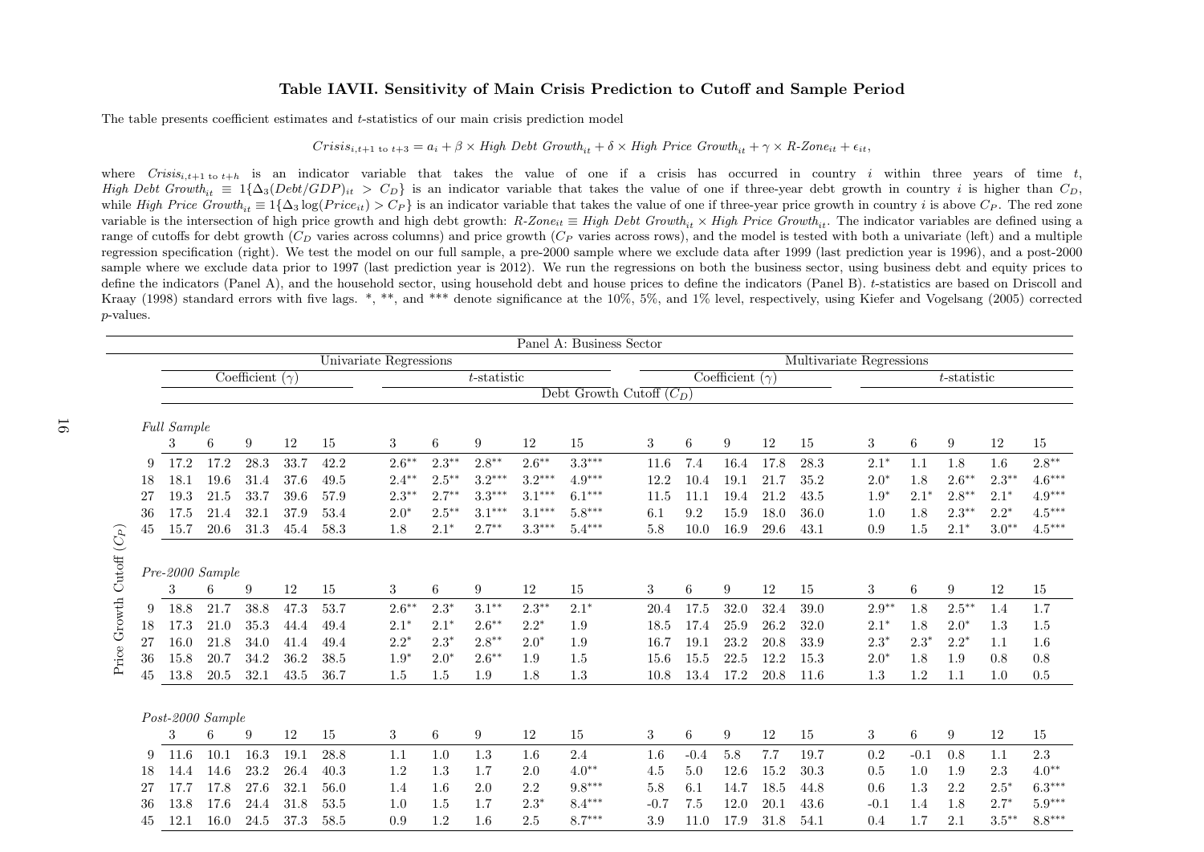# Table IAVII. Sensitivity of Main Crisis Prediction to Cutoff and Sample Period

The table presents coefficient estimates and $t$-statistics of our main crisis prediction model

$$Crisis_{i,t+1 \text{ to } t+3} = a_i + \beta \times High\ Debt\ Growth_{it} + \delta \times High\ Price\ Growth_{it} + \gamma \times R\text{-}Zone_{it} + \epsilon_{it},$$

where $Crisis_{i,t+1 \text{ to } t+h}$ is an indicator variable that takes the value of one if a crisis has occurred in country $i$ within three years of time $t$, $High\ Debt\ Growth_{it} \equiv 1\{\Delta_3(Debt/GDP)_{it} > C_D\}$ is an indicator variable that takes the value of one if three-year debt growth in country $i$ is higher than $C_D$, while $High\ Price\ Growth_{it} \equiv 1\{\Delta_3 \log(Price_{it}) > C_P\}$ is an indicator variable that takes the value of one if three-year price growth in country $i$ is above $C_P$. The red zone variable is the intersection of high price growth and high debt growth: $R\text{-}Zone_{it} \equiv High\ Debt\ Growth_{it} \times High\ Price\ Growth_{it}$. The indicator variables are defined using a range of cutoffs for debt growth ($C_D$ varies across columns) and price growth ($C_P$ varies across rows), and the model is tested with both a univariate (left) and a multiple regression specification (right). We test the model on our full sample, a pre-2000 sample where we exclude data after 1999 (last prediction year is 1996), and a post-2000 sample where we exclude data prior to 1997 (last prediction year is 2012). We run the regressions on both the business sector, using business debt and equity prices to define the indicators (Panel A), and the household sector, using household debt and house prices to define the indicators (Panel B). $t$-statistics are based on Driscoll and Kraay (1998) standard errors with five lags. *, **, and *** denote significance at the 10%, 5%, and 1% level, respectively, using Kiefer and Vogelsang (2005) corrected $p$-values.

**Panel A: Business Sector**

| | Univariate Regressions | | | | | | | | | | Multivariate Regressions | | | | | | | | | |
|---|---|---|---|---|---|---|---|---|---|---|---|---|---|---|---|---|---|---|---|---|
| | Coefficient ($\gamma$) | | | | | $t$-statistic | | | | | Coefficient ($\gamma$) | | | | | $t$-statistic | | | | |
| Price Growth Cutoff ($C_P$) | Debt Growth Cutoff ($C_D$) | | | | | | | | | | | | | | | | | | | |
| *Full Sample* | 3 | 6 | 9 | 12 | 15 | 3 | 6 | 9 | 12 | 15 | 3 | 6 | 9 | 12 | 15 | 3 | 6 | 9 | 12 | 15 |
| 9 | 17.2 | 17.2 | 28.3 | 33.7 | 42.2 | 2.6** | 2.3** | 2.8** | 2.6** | 3.3*** | 11.6 | 7.4 | 16.4 | 17.8 | 28.3 | 2.1* | 1.1 | 1.8 | 1.6 | 2.8** |
| 18 | 18.1 | 19.6 | 31.4 | 37.6 | 49.5 | 2.4** | 2.5** | 3.2*** | 3.2*** | 4.9*** | 12.2 | 10.4 | 19.1 | 21.7 | 35.2 | 2.0* | 1.8 | 2.6** | 2.3** | 4.6*** |
| 27 | 19.3 | 21.5 | 33.7 | 39.6 | 57.9 | 2.3** | 2.7** | 3.3*** | 3.1*** | 6.1*** | 11.5 | 11.1 | 19.4 | 21.2 | 43.5 | 1.9* | 2.1* | 2.8** | 2.1* | 4.9*** |
| 36 | 17.5 | 21.4 | 32.1 | 37.9 | 53.4 | 2.0* | 2.5** | 3.1*** | 3.1*** | 5.8*** | 6.1 | 9.2 | 15.9 | 18.0 | 36.0 | 1.0 | 1.8 | 2.3** | 2.2* | 4.5*** |
| 45 | 15.7 | 20.6 | 31.3 | 45.4 | 58.3 | 1.8 | 2.1* | 2.7** | 3.3*** | 5.4*** | 5.8 | 10.0 | 16.9 | 29.6 | 43.1 | 0.9 | 1.5 | 2.1* | 3.0** | 4.5*** |
| *Pre-2000 Sample* | 3 | 6 | 9 | 12 | 15 | 3 | 6 | 9 | 12 | 15 | 3 | 6 | 9 | 12 | 15 | 3 | 6 | 9 | 12 | 15 |
| 9 | 18.8 | 21.7 | 38.8 | 47.3 | 53.7 | 2.6** | 2.3* | 3.1** | 2.3** | 2.1* | 20.4 | 17.5 | 32.0 | 32.4 | 39.0 | 2.9** | 1.8 | 2.5** | 1.4 | 1.7 |
| 18 | 17.3 | 21.0 | 35.3 | 44.4 | 49.4 | 2.1* | 2.1* | 2.6** | 2.2* | 1.9 | 18.5 | 17.4 | 25.9 | 26.2 | 32.0 | 2.1* | 1.8 | 2.0* | 1.3 | 1.5 |
| 27 | 16.0 | 21.8 | 34.0 | 41.4 | 49.4 | 2.2* | 2.3* | 2.8** | 2.0* | 1.9 | 16.7 | 19.1 | 23.2 | 20.8 | 33.9 | 2.3* | 2.3* | 2.2* | 1.1 | 1.6 |
| 36 | 15.8 | 20.7 | 34.2 | 36.2 | 38.5 | 1.9* | 2.0* | 2.6** | 1.9 | 1.5 | 15.6 | 15.5 | 22.5 | 12.2 | 15.3 | 2.0* | 1.8 | 1.9 | 0.8 | 0.8 |
| 45 | 13.8 | 20.5 | 32.1 | 43.5 | 36.7 | 1.5 | 1.5 | 1.9 | 1.8 | 1.3 | 10.8 | 13.4 | 17.2 | 20.8 | 11.6 | 1.3 | 1.2 | 1.1 | 1.0 | 0.5 |
| *Post-2000 Sample* | 3 | 6 | 9 | 12 | 15 | 3 | 6 | 9 | 12 | 15 | 3 | 6 | 9 | 12 | 15 | 3 | 6 | 9 | 12 | 15 |
| 9 | 11.6 | 10.1 | 16.3 | 19.1 | 28.8 | 1.1 | 1.0 | 1.3 | 1.6 | 2.4 | 1.6 | -0.4 | 5.8 | 7.7 | 19.7 | 0.2 | -0.1 | 0.8 | 1.1 | 2.3 |
| 18 | 14.4 | 14.6 | 23.2 | 26.4 | 40.3 | 1.2 | 1.3 | 1.7 | 2.0 | 4.0** | 4.5 | 5.0 | 12.6 | 15.2 | 30.3 | 0.5 | 1.0 | 1.9 | 2.3 | 4.0** |
| 27 | 17.7 | 17.8 | 27.6 | 32.1 | 56.0 | 1.4 | 1.6 | 2.0 | 2.2 | 9.8*** | 5.8 | 6.1 | 14.7 | 18.5 | 44.8 | 0.6 | 1.3 | 2.2 | 2.5* | 6.3*** |
| 36 | 13.8 | 17.6 | 24.4 | 31.8 | 53.5 | 1.0 | 1.5 | 1.7 | 2.3* | 8.4*** | -0.7 | 7.5 | 12.0 | 20.1 | 43.6 | -0.1 | 1.4 | 1.8 | 2.7* | 5.9*** |
| 45 | 12.1 | 16.0 | 24.5 | 37.3 | 58.5 | 0.9 | 1.2 | 1.6 | 2.5 | 8.7*** | 3.9 | 11.0 | 17.9 | 31.8 | 54.1 | 0.4 | 1.7 | 2.1 | 3.5** | 8.8*** |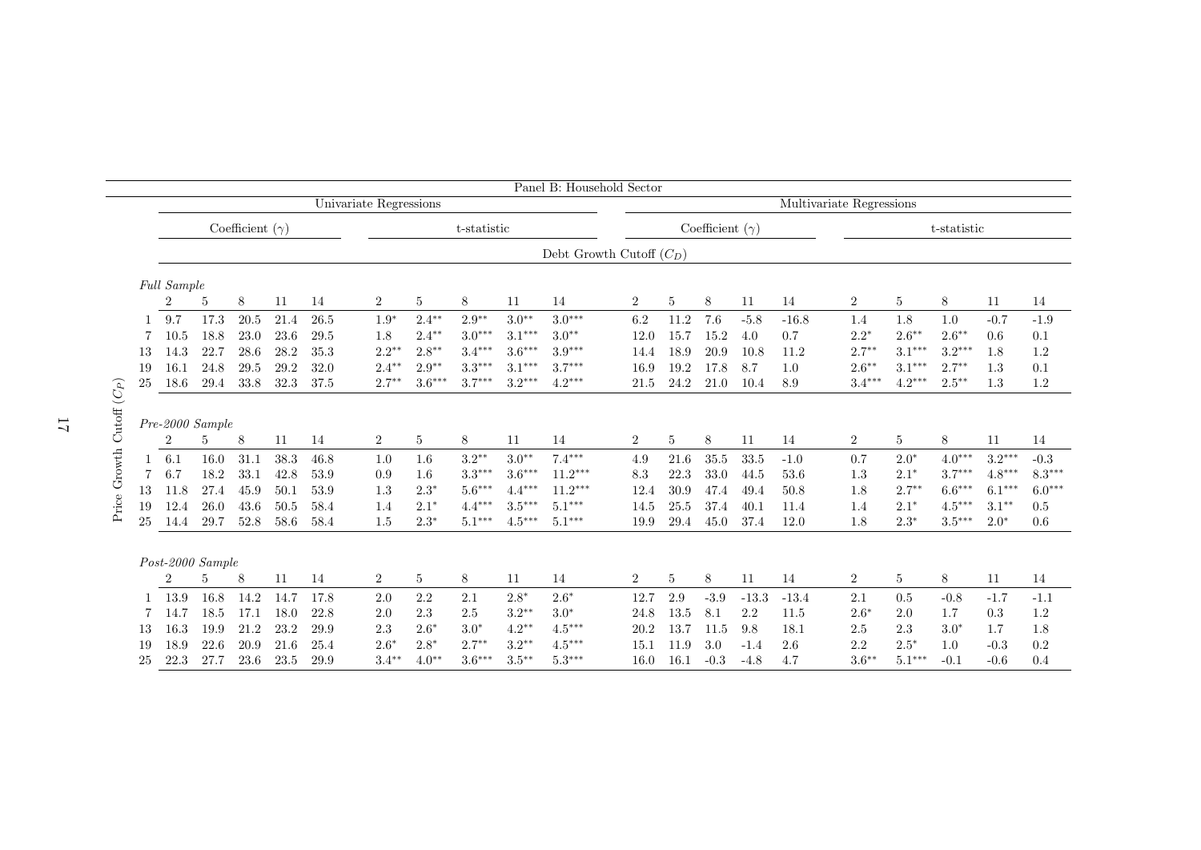| Panel B: Household Sector | | | | | | | | | | | | | | | | | | | | | |
|---|---|---|---|---|---|---|---|---|---|---|---|---|---|---|---|---|---|---|---|---|---|
| | Univariate Regressions | | | | | | | | | | Multivariate Regressions | | | | | | | | | | |
| | Coefficient ($\gamma$) | | | | | t-statistic | | | | | Coefficient ($\gamma$) | | | | | t-statistic | | | | | |
| | Debt Growth Cutoff ($C_D$) | | | | | | | | | | | | | | | | | | | | |
| Price Growth Cutoff ($C_P$) | | | | | | | | | | | | | | | | | | | | | |
| *Full Sample* | | | | | | | | | | | | | | | | | | | | | |
| | 2 | 5 | 8 | 11 | 14 | 2 | 5 | 8 | 11 | 14 | 2 | 5 | 8 | 11 | 14 | 2 | 5 | 8 | 11 | 14 | |
| 1 | 9.7 | 17.3 | 20.5 | 21.4 | 26.5 | 1.9* | 2.4** | 2.9** | 3.0** | 3.0*** | 6.2 | 11.2 | 7.6 | -5.8 | -16.8 | 1.4 | 1.8 | 1.0 | -0.7 | -1.9 | |
| 7 | 10.5 | 18.8 | 23.0 | 23.6 | 29.5 | 1.8 | 2.4** | 3.0*** | 3.1*** | 3.0** | 12.0 | 15.7 | 15.2 | 4.0 | 0.7 | 2.2* | 2.6** | 2.6** | 0.6 | 0.1 | |
| 13 | 14.3 | 22.7 | 28.6 | 28.2 | 35.3 | 2.2** | 2.8** | 3.4*** | 3.6*** | 3.9*** | 14.4 | 18.9 | 20.9 | 10.8 | 11.2 | 2.7** | 3.1*** | 3.2*** | 1.8 | 1.2 | |
| 19 | 16.1 | 24.8 | 29.5 | 29.2 | 32.0 | 2.4** | 2.9** | 3.3*** | 3.1*** | 3.7*** | 16.9 | 19.2 | 17.8 | 8.7 | 1.0 | 2.6** | 3.1*** | 2.7** | 1.3 | 0.1 | |
| 25 | 18.6 | 29.4 | 33.8 | 32.3 | 37.5 | 2.7** | 3.6*** | 3.7*** | 3.2*** | 4.2*** | 21.5 | 24.2 | 21.0 | 10.4 | 8.9 | 3.4*** | 4.2*** | 2.5** | 1.3 | 1.2 | |
| *Pre-2000 Sample* | | | | | | | | | | | | | | | | | | | | | |
| | 2 | 5 | 8 | 11 | 14 | 2 | 5 | 8 | 11 | 14 | 2 | 5 | 8 | 11 | 14 | 2 | 5 | 8 | 11 | 14 | |
| 1 | 6.1 | 16.0 | 31.1 | 38.3 | 46.8 | 1.0 | 1.6 | 3.2** | 3.0** | 7.4*** | 4.9 | 21.6 | 35.5 | 33.5 | -1.0 | 0.7 | 2.0* | 4.0*** | 3.2*** | -0.3 | |
| 7 | 6.7 | 18.2 | 33.1 | 42.8 | 53.9 | 0.9 | 1.6 | 3.3*** | 3.6*** | 11.2*** | 8.3 | 22.3 | 33.0 | 44.5 | 53.6 | 1.3 | 2.1* | 3.7*** | 4.8*** | 8.3*** | |
| 13 | 11.8 | 27.4 | 45.9 | 50.1 | 53.9 | 1.3 | 2.3* | 5.6*** | 4.4*** | 11.2*** | 12.4 | 30.9 | 47.4 | 49.4 | 50.8 | 1.8 | 2.7** | 6.6*** | 6.1*** | 6.0*** | |
| 19 | 12.4 | 26.0 | 43.6 | 50.5 | 58.4 | 1.4 | 2.1* | 4.4*** | 3.5*** | 5.1*** | 14.5 | 25.5 | 37.4 | 40.1 | 11.4 | 1.4 | 2.1* | 4.5*** | 3.1** | 0.5 | |
| 25 | 14.4 | 29.7 | 52.8 | 58.6 | 58.4 | 1.5 | 2.3* | 5.1*** | 4.5*** | 5.1*** | 19.9 | 29.4 | 45.0 | 37.4 | 12.0 | 1.8 | 2.3* | 3.5*** | 2.0* | 0.6 | |
| *Post-2000 Sample* | | | | | | | | | | | | | | | | | | | | | |
| | 2 | 5 | 8 | 11 | 14 | 2 | 5 | 8 | 11 | 14 | 2 | 5 | 8 | 11 | 14 | 2 | 5 | 8 | 11 | 14 | |
| 1 | 13.9 | 16.8 | 14.2 | 14.7 | 17.8 | 2.0 | 2.2 | 2.1 | 2.8* | 2.6* | 12.7 | 2.9 | -3.9 | -13.3 | -13.4 | 2.1 | 0.5 | -0.8 | -1.7 | -1.1 | |
| 7 | 14.7 | 18.5 | 17.1 | 18.0 | 22.8 | 2.0 | 2.3 | 2.5 | 3.2** | 3.0* | 24.8 | 13.5 | 8.1 | 2.2 | 11.5 | 2.6* | 2.0 | 1.7 | 0.3 | 1.2 | |
| 13 | 16.3 | 19.9 | 21.2 | 23.2 | 29.9 | 2.3 | 2.6* | 3.0* | 4.2** | 4.5*** | 20.2 | 13.7 | 11.5 | 9.8 | 18.1 | 2.5 | 2.3 | 3.0* | 1.7 | 1.8 | |
| 19 | 18.9 | 22.6 | 20.9 | 21.6 | 25.4 | 2.6* | 2.8* | 2.7** | 3.2** | 4.5*** | 15.1 | 11.9 | 3.0 | -1.4 | 2.6 | 2.2 | 2.5* | 1.0 | -0.3 | 0.2 | |
| 25 | 22.3 | 27.7 | 23.6 | 23.5 | 29.9 | 3.4** | 4.0** | 3.6*** | 3.5** | 5.3*** | 16.0 | 16.1 | -0.3 | -4.8 | 4.7 | 3.6** | 5.1*** | -0.1 | -0.6 | 0.4 | |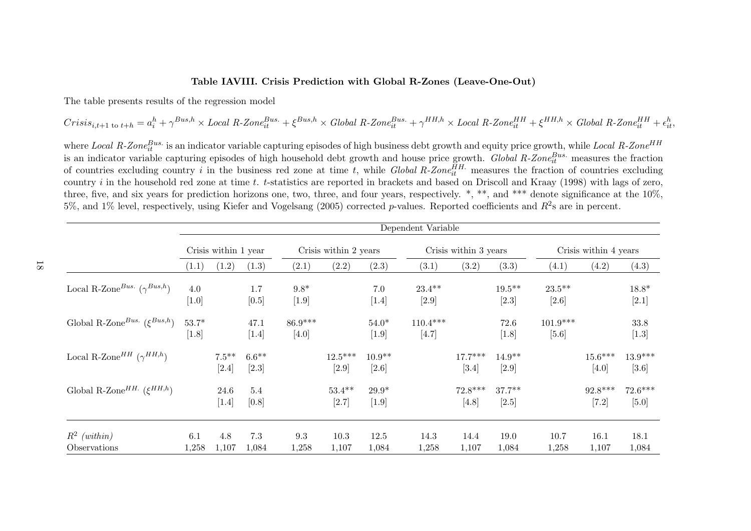### Table IAVIII. Crisis Prediction with Global R-Zones (Leave-One-Out)

The table presents results of the regression model

$$Crisis_{i,t+1 \text{ to } t+h} = a_i^h + \gamma^{Bus,h} \times \textit{Local R-Zone}_{it}^{Bus.} + \xi^{Bus,h} \times \textit{Global R-Zone}_{it}^{Bus.} + \gamma^{HH,h} \times \textit{Local R-Zone}_{it}^{HH} + \xi^{HH,h} \times \textit{Global R-Zone}_{it}^{HH} + \epsilon_{it}^h,$$

where $\textit{Local R-Zone}_{it}^{Bus.}$ is an indicator variable capturing episodes of high business debt growth and equity price growth, while $\textit{Local R-Zone}^{HH}$ is an indicator variable capturing episodes of high household debt growth and house price growth. $\textit{Global R-Zone}_{it}^{Bus.}$ measures the fraction of countries excluding country $i$ in the business red zone at time $t$, while $\textit{Global R-Zone}_{it}^{HH.}$ measures the fraction of countries excluding country $i$ in the household red zone at time $t$. $t$-statistics are reported in brackets and based on Driscoll and Kraay (1998) with lags of zero, three, five, and six years for prediction horizons one, two, three, and four years, respectively. *, **, and *** denote significance at the 10%, 5%, and 1% level, respectively, using Kiefer and Vogelsang (2005) corrected $p$-values. Reported coefficients and $R^2$s are in percent.

| | Dependent Variable | | | | | | | | | | | |
|---|---|---|---|---|---|---|---|---|---|---|---|---|
| | Crisis within 1 year | | | Crisis within 2 years | | | Crisis within 3 years | | | Crisis within 4 years | | |
| | (1.1) | (1.2) | (1.3) | (2.1) | (2.2) | (2.3) | (3.1) | (3.2) | (3.3) | (4.1) | (4.2) | (4.3) |
| Local R-Zone$^{Bus.}$ ($\gamma^{Bus,h}$) | 4.0 | | 1.7 | 9.8* | | 7.0 | 23.4** | | 19.5** | 23.5** | | 18.8* |
| | [1.0] | | [0.5] | [1.9] | | [1.4] | [2.9] | | [2.3] | [2.6] | | [2.1] |
| Global R-Zone$^{Bus.}$ ($\xi^{Bus,h}$) | 53.7* | | 47.1 | 86.9*** | | 54.0* | 110.4*** | | 72.6 | 101.9*** | | 33.8 |
| | [1.8] | | [1.4] | [4.0] | | [1.9] | [4.7] | | [1.8] | [5.6] | | [1.3] |
| Local R-Zone$^{HH}$ ($\gamma^{HH,h}$) | | 7.5** | 6.6** | | 12.5*** | 10.9** | | 17.7*** | 14.9** | | 15.6*** | 13.9*** |
| | | [2.4] | [2.3] | | [2.9] | [2.6] | | [3.4] | [2.9] | | [4.0] | [3.6] |
| Global R-Zone$^{HH.}$ ($\xi^{HH,h}$) | | 24.6 | 5.4 | | 53.4** | 29.9* | | 72.8*** | 37.7** | | 92.8*** | 72.6*** |
| | | [1.4] | [0.8] | | [2.7] | [1.9] | | [4.8] | [2.5] | | [7.2] | [5.0] |
| $R^2$ *(within)* | 6.1 | 4.8 | 7.3 | 9.3 | 10.3 | 12.5 | 14.3 | 14.4 | 19.0 | 10.7 | 16.1 | 18.1 |
| Observations | 1,258 | 1,107 | 1,084 | 1,258 | 1,107 | 1,084 | 1,258 | 1,107 | 1,084 | 1,258 | 1,107 | 1,084 |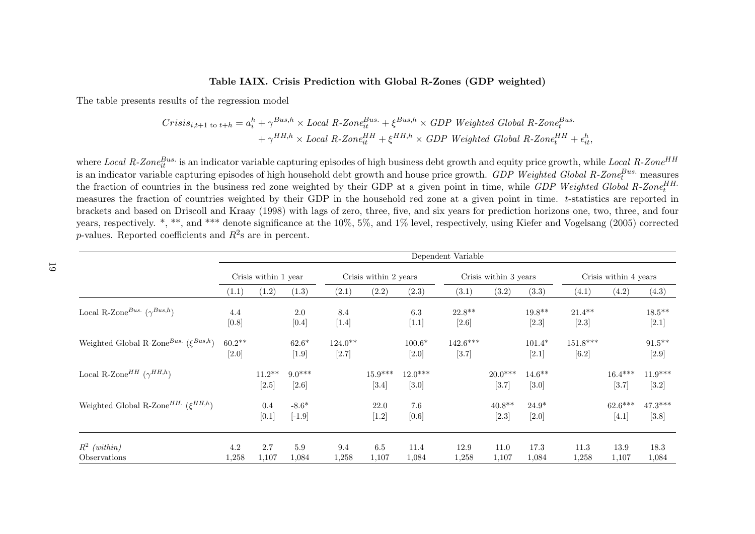**Table IAIX. Crisis Prediction with Global R-Zones (GDP weighted)**

The table presents results of the regression model

$$Crisis_{i,t+1 \text{ to } t+h} = a_i^h + \gamma^{Bus,h} \times \textit{Local R-Zone}_{it}^{Bus.} + \xi^{Bus,h} \times \textit{GDP Weighted Global R-Zone}_t^{Bus.} + \gamma^{HH,h} \times \textit{Local R-Zone}_{it}^{HH} + \xi^{HH,h} \times \textit{GDP Weighted Global R-Zone}_t^{HH} + \epsilon_{it}^h,$$

where *Local R-Zone*$_{it}^{Bus.}$ is an indicator variable capturing episodes of high business debt growth and equity price growth, while *Local R-Zone*$^{HH}$ is an indicator variable capturing episodes of high household debt growth and house price growth. *GDP Weighted Global R-Zone*$_t^{Bus.}$ measures the fraction of countries in the business red zone weighted by their GDP at a given point in time, while *GDP Weighted Global R-Zone*$_t^{HH.}$ measures the fraction of countries weighted by their GDP in the household red zone at a given point in time. $t$-statistics are reported in brackets and based on Driscoll and Kraay (1998) with lags of zero, three, five, and six years for prediction horizons one, two, three, and four years, respectively. *, **, and *** denote significance at the 10%, 5%, and 1% level, respectively, using Kiefer and Vogelsang (2005) corrected $p$-values. Reported coefficients and $R^2$s are in percent.

| | Dependent Variable | | | | | | | | | | | |
|---|---|---|---|---|---|---|---|---|---|---|---|---|
| | Crisis within 1 year | | | Crisis within 2 years | | | Crisis within 3 years | | | Crisis within 4 years | | |
| | (1.1) | (1.2) | (1.3) | (2.1) | (2.2) | (2.3) | (3.1) | (3.2) | (3.3) | (4.1) | (4.2) | (4.3) |
| Local R-Zone$^{Bus.}$ ($\gamma^{Bus,h}$) | 4.4 | | 2.0 | 8.4 | | 6.3 | 22.8** | | 19.8** | 21.4** | | 18.5** |
| | [0.8] | | [0.4] | [1.4] | | [1.1] | [2.6] | | [2.3] | [2.3] | | [2.1] |
| Weighted Global R-Zone$^{Bus.}$ ($\xi^{Bus,h}$) | 60.2** | | 62.6* | 124.0** | | 100.6* | 142.6*** | | 101.4* | 151.8*** | | 91.5** |
| | [2.0] | | [1.9] | [2.7] | | [2.0] | [3.7] | | [2.1] | [6.2] | | [2.9] |
| Local R-Zone$^{HH}$ ($\gamma^{HH,h}$) | | 11.2** | 9.0*** | | 15.9*** | 12.0*** | | 20.0*** | 14.6** | | 16.4*** | 11.9*** |
| | | [2.5] | [2.6] | | [3.4] | [3.0] | | [3.7] | [3.0] | | [3.7] | [3.2] |
| Weighted Global R-Zone$^{HH.}$ ($\xi^{HH,h}$) | | 0.4 | -8.6* | | 22.0 | 7.6 | | 40.8** | 24.9* | | 62.6*** | 47.3*** |
| | | [0.1] | [-1.9] | | [1.2] | [0.6] | | [2.3] | [2.0] | | [4.1] | [3.8] |
| $R^2$ *(within)* | 4.2 | 2.7 | 5.9 | 9.4 | 6.5 | 11.4 | 12.9 | 11.0 | 17.3 | 11.3 | 13.9 | 18.3 |
| Observations | 1,258 | 1,107 | 1,084 | 1,258 | 1,107 | 1,084 | 1,258 | 1,107 | 1,084 | 1,258 | 1,107 | 1,084 |